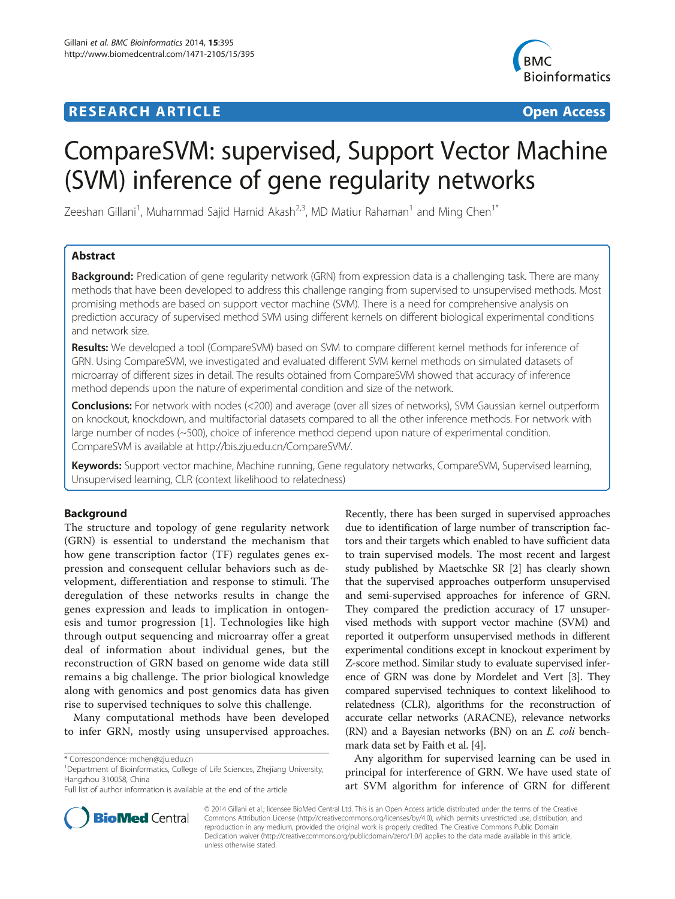RESEARCH ARTICLE Open Access

# CompareSVM: supervised, Support Vector Machine (SVM) inference of gene regularity networks

Zeeshan Gillani[1], Muhammad Sajid Hamid Akash[2,3], MD Matiur Rahaman[1] and Ming Chen[1*]

## Abstract

**Background:** Predication of gene regularity network (GRN) from expression data is a challenging task. There are many methods that have been developed to address this challenge ranging from supervised to unsupervised methods. Most promising methods are based on support vector machine (SVM). There is a need for comprehensive analysis on prediction accuracy of supervised method SVM using different kernels on different biological experimental conditions and network size.

**Results:** We developed a tool (CompareSVM) based on SVM to compare different kernel methods for inference of GRN. Using CompareSVM, we investigated and evaluated different SVM kernel methods on simulated datasets of microarray of different sizes in detail. The results obtained from CompareSVM showed that accuracy of inference method depends upon the nature of experimental condition and size of the network.

**Conclusions:** For network with nodes (<200) and average (over all sizes of networks), SVM Gaussian kernel outperform on knockout, knockdown, and multifactorial datasets compared to all the other inference methods. For network with large number of nodes (~500), choice of inference method depend upon nature of experimental condition. CompareSVM is available at http://bis.zju.edu.cn/CompareSVM/.

**Keywords:** Support vector machine, Machine running, Gene regulatory networks, CompareSVM, Supervised learning, Unsupervised learning, CLR (context likelihood to relatedness)

## Background

The structure and topology of gene regularity network (GRN) is essential to understand the mechanism that how gene transcription factor (TF) regulates genes expression and consequent cellular behaviors such as development, differentiation and response to stimuli. The deregulation of these networks results in change the genes expression and leads to implication in ontogenesis and tumor progression [1]. Technologies like high through output sequencing and microarray offer a great deal of information about individual genes, but the reconstruction of GRN based on genome wide data still remains a big challenge. The prior biological knowledge along with genomics and post genomics data has given rise to supervised techniques to solve this challenge.

Many computational methods have been developed to infer GRN, mostly using unsupervised approaches. Recently, there has been surged in supervised approaches due to identification of large number of transcription factors and their targets which enabled to have sufficient data to train supervised models. The most recent and largest study published by Maetschke SR [2] has clearly shown that the supervised approaches outperform unsupervised and semi-supervised approaches for inference of GRN. They compared the prediction accuracy of 17 unsupervised methods with support vector machine (SVM) and reported it outperform unsupervised methods in different experimental conditions except in knockout experiment by Z-score method. Similar study to evaluate supervised inference of GRN was done by Mordelet and Vert [3]. They compared supervised techniques to context likelihood to relatedness (CLR), algorithms for the reconstruction of accurate cellar networks (ARACNE), relevance networks (RN) and a Bayesian networks (BN) on an *E. coli* benchmark data set by Faith et al. [4].

Any algorithm for supervised learning can be used in principal for interference of GRN. We have used state of art SVM algorithm for inference of GRN for different

\* Correspondence: mchen@zju.edu.cn
[1]Department of Bioinformatics, College of Life Sciences, Zhejiang University, Hangzhou 310058, China
Full list of author information is available at the end of the article

© 2014 Gillani et al.; licensee BioMed Central Ltd. This is an Open Access article distributed under the terms of the Creative Commons Attribution License (http://creativecommons.org/licenses/by/4.0), which permits unrestricted use, distribution, and reproduction in any medium, provided the original work is properly credited. The Creative Commons Public Domain Dedication waiver (http://creativecommons.org/publicdomain/zero/1.0/) applies to the data made available in this article, unless otherwise stated.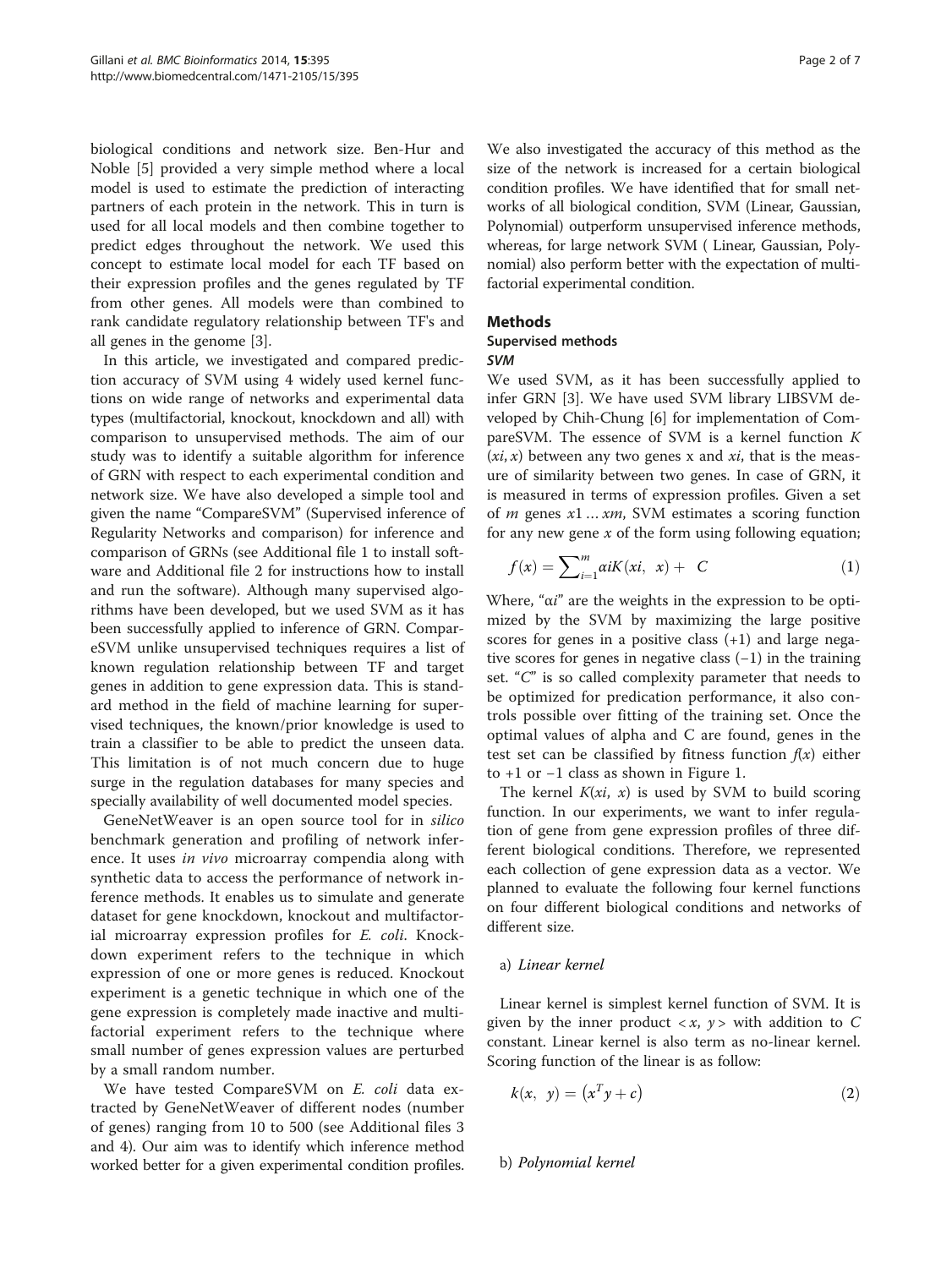biological conditions and network size. Ben-Hur and Noble [5] provided a very simple method where a local model is used to estimate the prediction of interacting partners of each protein in the network. This in turn is used for all local models and then combine together to predict edges throughout the network. We used this concept to estimate local model for each TF based on their expression profiles and the genes regulated by TF from other genes. All models were than combined to rank candidate regulatory relationship between TF's and all genes in the genome [3].

In this article, we investigated and compared prediction accuracy of SVM using 4 widely used kernel functions on wide range of networks and experimental data types (multifactorial, knockout, knockdown and all) with comparison to unsupervised methods. The aim of our study was to identify a suitable algorithm for inference of GRN with respect to each experimental condition and network size. We have also developed a simple tool and given the name "CompareSVM" (Supervised inference of Regularity Networks and comparison) for inference and comparison of GRNs (see Additional file 1 to install software and Additional file 2 for instructions how to install and run the software). Although many supervised algorithms have been developed, but we used SVM as it has been successfully applied to inference of GRN. CompareSVM unlike unsupervised techniques requires a list of known regulation relationship between TF and target genes in addition to gene expression data. This is standard method in the field of machine learning for supervised techniques, the known/prior knowledge is used to train a classifier to be able to predict the unseen data. This limitation is of not much concern due to huge surge in the regulation databases for many species and specially availability of well documented model species.

GeneNetWeaver is an open source tool for in *silico* benchmark generation and profiling of network inference. It uses *in vivo* microarray compendia along with synthetic data to access the performance of network inference methods. It enables us to simulate and generate dataset for gene knockdown, knockout and multifactorial microarray expression profiles for *E. coli*. Knockdown experiment refers to the technique in which expression of one or more genes is reduced. Knockout experiment is a genetic technique in which one of the gene expression is completely made inactive and multifactorial experiment refers to the technique where small number of genes expression values are perturbed by a small random number.

We have tested CompareSVM on *E. coli* data extracted by GeneNetWeaver of different nodes (number of genes) ranging from 10 to 500 (see Additional files 3 and 4). Our aim was to identify which inference method worked better for a given experimental condition profiles. We also investigated the accuracy of this method as the size of the network is increased for a certain biological condition profiles. We have identified that for small networks of all biological condition, SVM (Linear, Gaussian, Polynomial) outperform unsupervised inference methods, whereas, for large network SVM ( Linear, Gaussian, Polynomial) also perform better with the expectation of multifactorial experimental condition.

## Methods

### Supervised methods

#### *SVM*

We used SVM, as it has been successfully applied to infer GRN [3]. We have used SVM library LIBSVM developed by Chih-Chung [6] for implementation of CompareSVM. The essence of SVM is a kernel function $K(xi, x)$ between any two genes x and $xi$, that is the measure of similarity between two genes. In case of GRN, it is measured in terms of expression profiles. Given a set of $m$ genes $x1 \ldots xm$, SVM estimates a scoring function for any new gene $x$ of the form using following equation;

$$f(x) = \sum_{i=1}^{m} \alpha i K(xi,\ x) + \ C \tag{1}$$

Where, "$\alpha i$" are the weights in the expression to be optimized by the SVM by maximizing the large positive scores for genes in a positive class (+1) and large negative scores for genes in negative class (−1) in the training set. "$C$" is so called complexity parameter that needs to be optimized for predication performance, it also controls possible over fitting of the training set. Once the optimal values of alpha and C are found, genes in the test set can be classified by fitness function $f(x)$ either to +1 or −1 class as shown in Figure 1.

The kernel $K(xi, x)$ is used by SVM to build scoring function. In our experiments, we want to infer regulation of gene from gene expression profiles of three different biological conditions. Therefore, we represented each collection of gene expression data as a vector. We planned to evaluate the following four kernel functions on four different biological conditions and networks of different size.

a) *Linear kernel*

Linear kernel is simplest kernel function of SVM. It is given by the inner product $<x, y>$ with addition to $C$ constant. Linear kernel is also term as no-linear kernel. Scoring function of the linear is as follow:

$$k(x,\ y) = \left(x^T y + c\right) \tag{2}$$

b) *Polynomial kernel*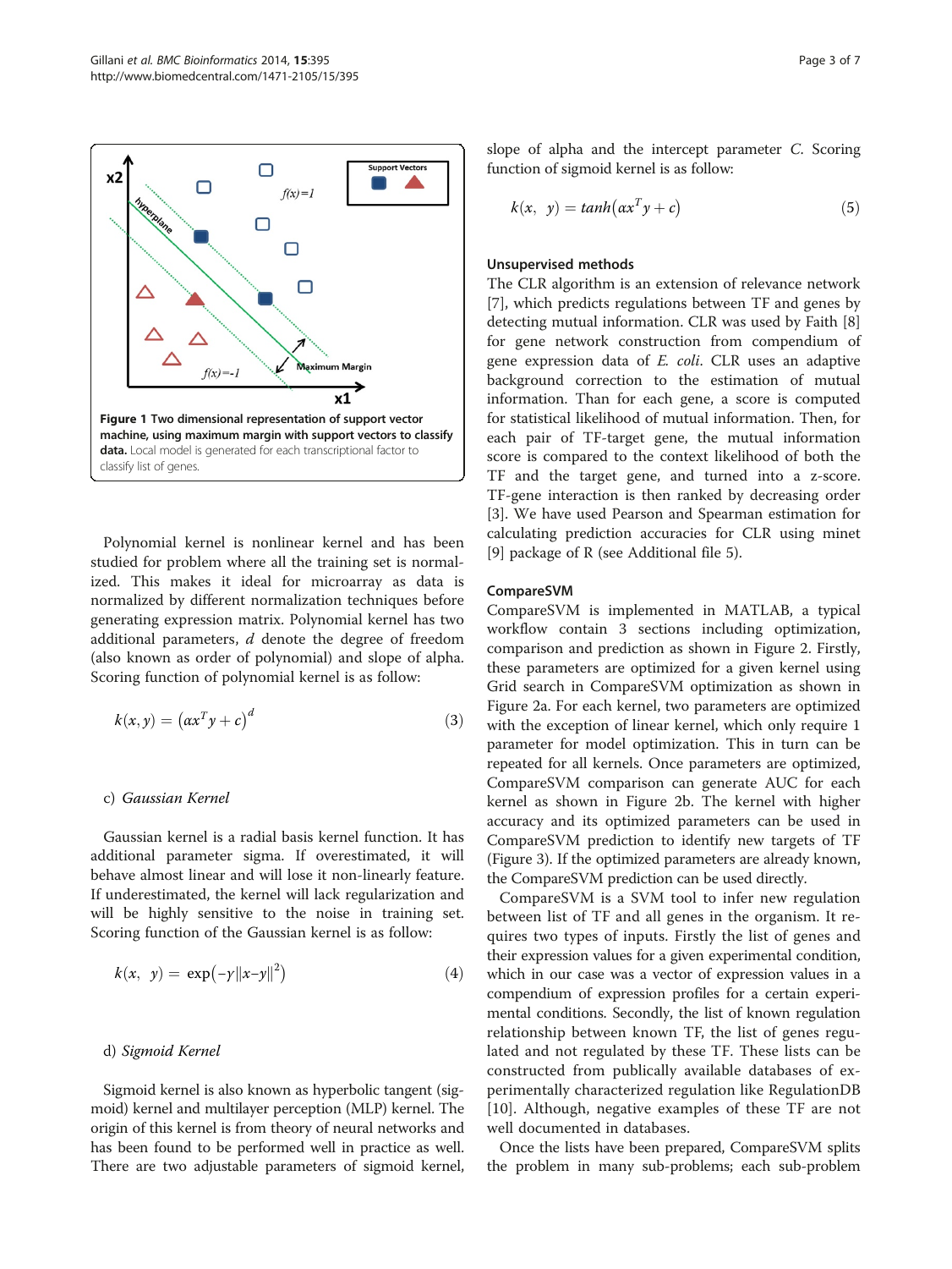**Figure 1 Two dimensional representation of support vector machine, using maximum margin with support vectors to classify data.** Local model is generated for each transcriptional factor to classify list of genes.

Polynomial kernel is nonlinear kernel and has been studied for problem where all the training set is normalized. This makes it ideal for microarray as data is normalized by different normalization techniques before generating expression matrix. Polynomial kernel has two additional parameters, $d$ denote the degree of freedom (also known as order of polynomial) and slope of alpha. Scoring function of polynomial kernel is as follow:

$$k(x,y) = \left(\alpha x^T y + c\right)^d \tag{3}$$

c) *Gaussian Kernel*

Gaussian kernel is a radial basis kernel function. It has additional parameter sigma. If overestimated, it will behave almost linear and will lose it non-linearly feature. If underestimated, the kernel will lack regularization and will be highly sensitive to the noise in training set. Scoring function of the Gaussian kernel is as follow:

$$k(x,\ y) = \exp\left(-\gamma\|x-y\|^2\right) \tag{4}$$

d) *Sigmoid Kernel*

Sigmoid kernel is also known as hyperbolic tangent (sigmoid) kernel and multilayer perception (MLP) kernel. The origin of this kernel is from theory of neural networks and has been found to be performed well in practice as well. There are two adjustable parameters of sigmoid kernel, slope of alpha and the intercept parameter $C$. Scoring function of sigmoid kernel is as follow:

$$k(x,\ y) = tanh\left(\alpha x^T y + c\right) \tag{5}$$

### Unsupervised methods

The CLR algorithm is an extension of relevance network [7], which predicts regulations between TF and genes by detecting mutual information. CLR was used by Faith [8] for gene network construction from compendium of gene expression data of *E. coli*. CLR uses an adaptive background correction to the estimation of mutual information. Than for each gene, a score is computed for statistical likelihood of mutual information. Then, for each pair of TF-target gene, the mutual information score is compared to the context likelihood of both the TF and the target gene, and turned into a z-score. TF-gene interaction is then ranked by decreasing order [3]. We have used Pearson and Spearman estimation for calculating prediction accuracies for CLR using minet [9] package of R (see Additional file 5).

### CompareSVM

CompareSVM is implemented in MATLAB, a typical workflow contain 3 sections including optimization, comparison and prediction as shown in Figure 2. Firstly, these parameters are optimized for a given kernel using Grid search in CompareSVM optimization as shown in Figure 2a. For each kernel, two parameters are optimized with the exception of linear kernel, which only require 1 parameter for model optimization. This in turn can be repeated for all kernels. Once parameters are optimized, CompareSVM comparison can generate AUC for each kernel as shown in Figure 2b. The kernel with higher accuracy and its optimized parameters can be used in CompareSVM prediction to identify new targets of TF (Figure 3). If the optimized parameters are already known, the CompareSVM prediction can be used directly.

CompareSVM is a SVM tool to infer new regulation between list of TF and all genes in the organism. It requires two types of inputs. Firstly the list of genes and their expression values for a given experimental condition, which in our case was a vector of expression values in a compendium of expression profiles for a certain experimental conditions. Secondly, the list of known regulation relationship between known TF, the list of genes regulated and not regulated by these TF. These lists can be constructed from publically available databases of experimentally characterized regulation like RegulationDB [10]. Although, negative examples of these TF are not well documented in databases.

Once the lists have been prepared, CompareSVM splits the problem in many sub-problems; each sub-problem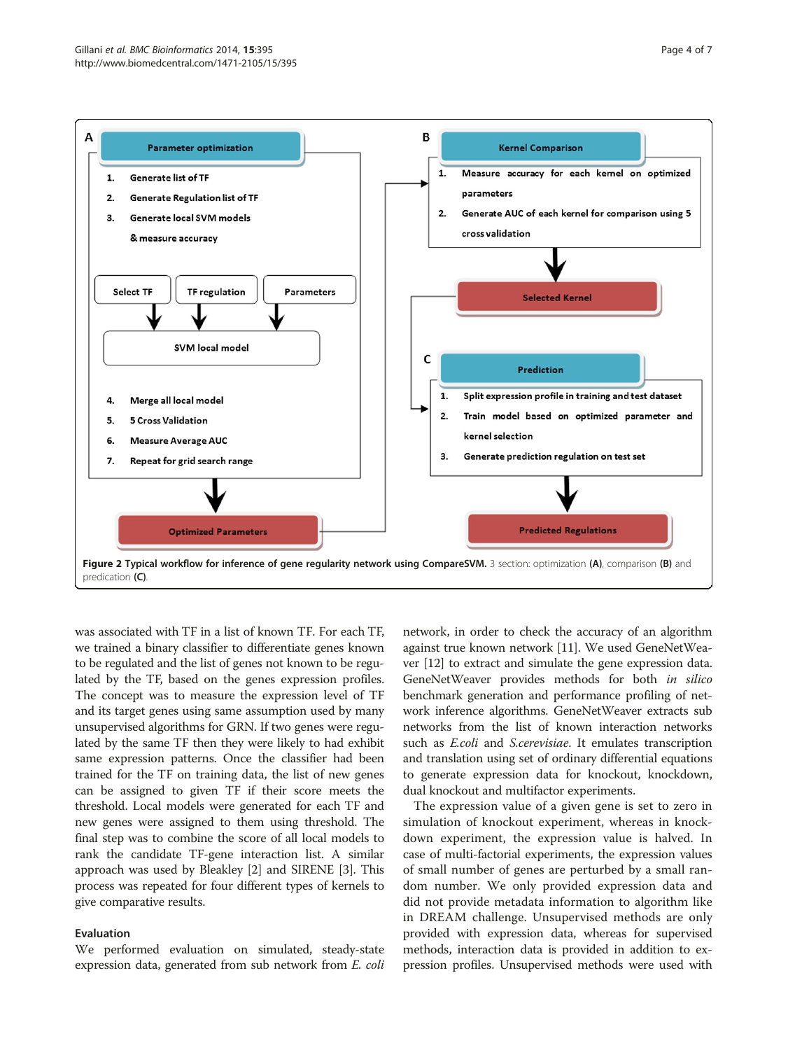A

**Parameter optimization**

1. Generate list of TF
2. Generate Regulation list of TF
3. Generate local SVM models & measure accuracy

Select TF | TF regulation | Parameters → SVM local model

4. Merge all local model
5. 5 Cross Validation
6. Measure Average AUC
7. Repeat for grid search range

→ **Optimized Parameters**

B

**Kernel Comparison**

1. Measure accuracy for each kernel on optimized parameters
2. Generate AUC of each kernel for comparison using 5 cross validation

→ **Selected Kernel**

C

**Prediction**

1. Split expression profile in training and test dataset
2. Train model based on optimized parameter and kernel selection
3. Generate prediction regulation on test set

→ **Predicted Regulations**

**Figure 2 Typical workflow for inference of gene regularity network using CompareSVM.** 3 section: optimization **(A)**, comparison **(B)** and predication **(C)**.

was associated with TF in a list of known TF. For each TF, we trained a binary classifier to differentiate genes known to be regulated and the list of genes not known to be regulated by the TF, based on the genes expression profiles. The concept was to measure the expression level of TF and its target genes using same assumption used by many unsupervised algorithms for GRN. If two genes were regulated by the same TF then they were likely to had exhibit same expression patterns. Once the classifier had been trained for the TF on training data, the list of new genes can be assigned to given TF if their score meets the threshold. Local models were generated for each TF and new genes were assigned to them using threshold. The final step was to combine the score of all local models to rank the candidate TF-gene interaction list. A similar approach was used by Bleakley [2] and SIRENE [3]. This process was repeated for four different types of kernels to give comparative results.

## Evaluation

We performed evaluation on simulated, steady-state expression data, generated from sub network from *E. coli* network, in order to check the accuracy of an algorithm against true known network [11]. We used GeneNetWeaver [12] to extract and simulate the gene expression data. GeneNetWeaver provides methods for both *in silico* benchmark generation and performance profiling of network inference algorithms. GeneNetWeaver extracts sub networks from the list of known interaction networks such as *E.coli* and *S.cerevisiae*. It emulates transcription and translation using set of ordinary differential equations to generate expression data for knockout, knockdown, dual knockout and multifactor experiments.

The expression value of a given gene is set to zero in simulation of knockout experiment, whereas in knockdown experiment, the expression value is halved. In case of multi-factorial experiments, the expression values of small number of genes are perturbed by a small random number. We only provided expression data and did not provide metadata information to algorithm like in DREAM challenge. Unsupervised methods are only provided with expression data, whereas for supervised methods, interaction data is provided in addition to expression profiles. Unsupervised methods were used with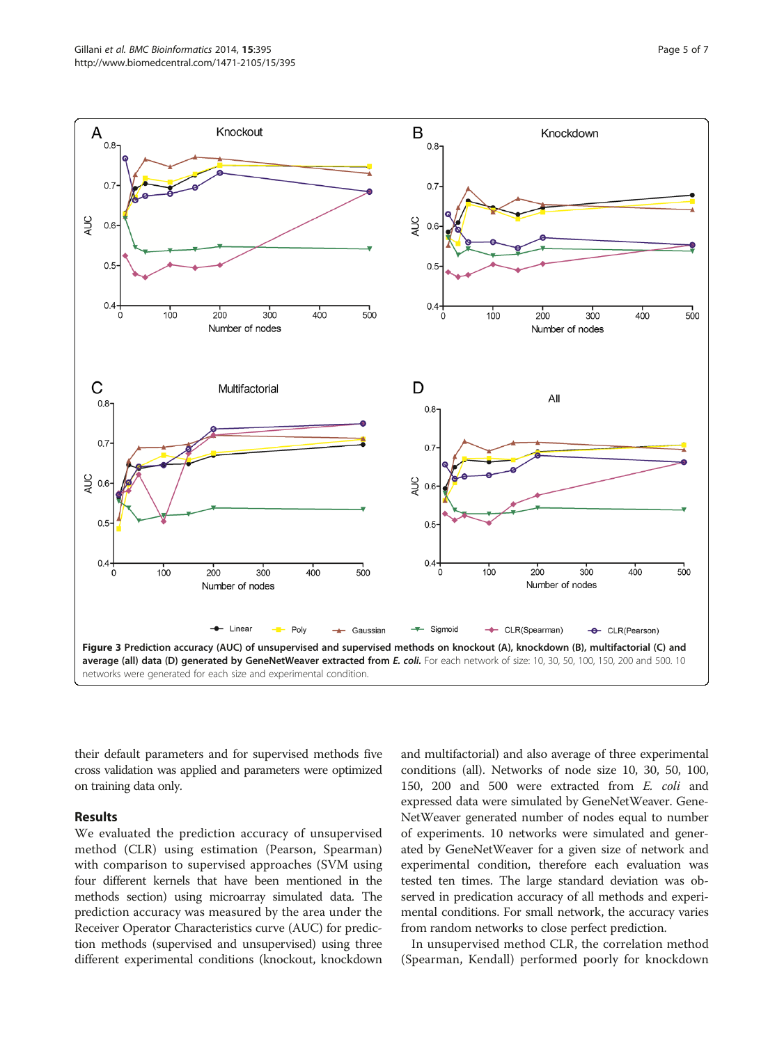**Figure 3 Prediction accuracy (AUC) of unsupervised and supervised methods on knockout (A), knockdown (B), multifactorial (C) and average (all) data (D) generated by GeneNetWeaver extracted from *E. coli*.** For each network of size: 10, 30, 50, 100, 150, 200 and 500. 10 networks were generated for each size and experimental condition.

their default parameters and for supervised methods five cross validation was applied and parameters were optimized on training data only.

## Results

We evaluated the prediction accuracy of unsupervised method (CLR) using estimation (Pearson, Spearman) with comparison to supervised approaches (SVM using four different kernels that have been mentioned in the methods section) using microarray simulated data. The prediction accuracy was measured by the area under the Receiver Operator Characteristics curve (AUC) for prediction methods (supervised and unsupervised) using three different experimental conditions (knockout, knockdown and multifactorial) and also average of three experimental conditions (all). Networks of node size 10, 30, 50, 100, 150, 200 and 500 were extracted from *E. coli* and expressed data were simulated by GeneNetWeaver. GeneNetWeaver generated number of nodes equal to number of experiments. 10 networks were simulated and generated by GeneNetWeaver for a given size of network and experimental condition, therefore each evaluation was tested ten times. The large standard deviation was observed in predication accuracy of all methods and experimental conditions. For small network, the accuracy varies from random networks to close perfect prediction.

In unsupervised method CLR, the correlation method (Spearman, Kendall) performed poorly for knockdown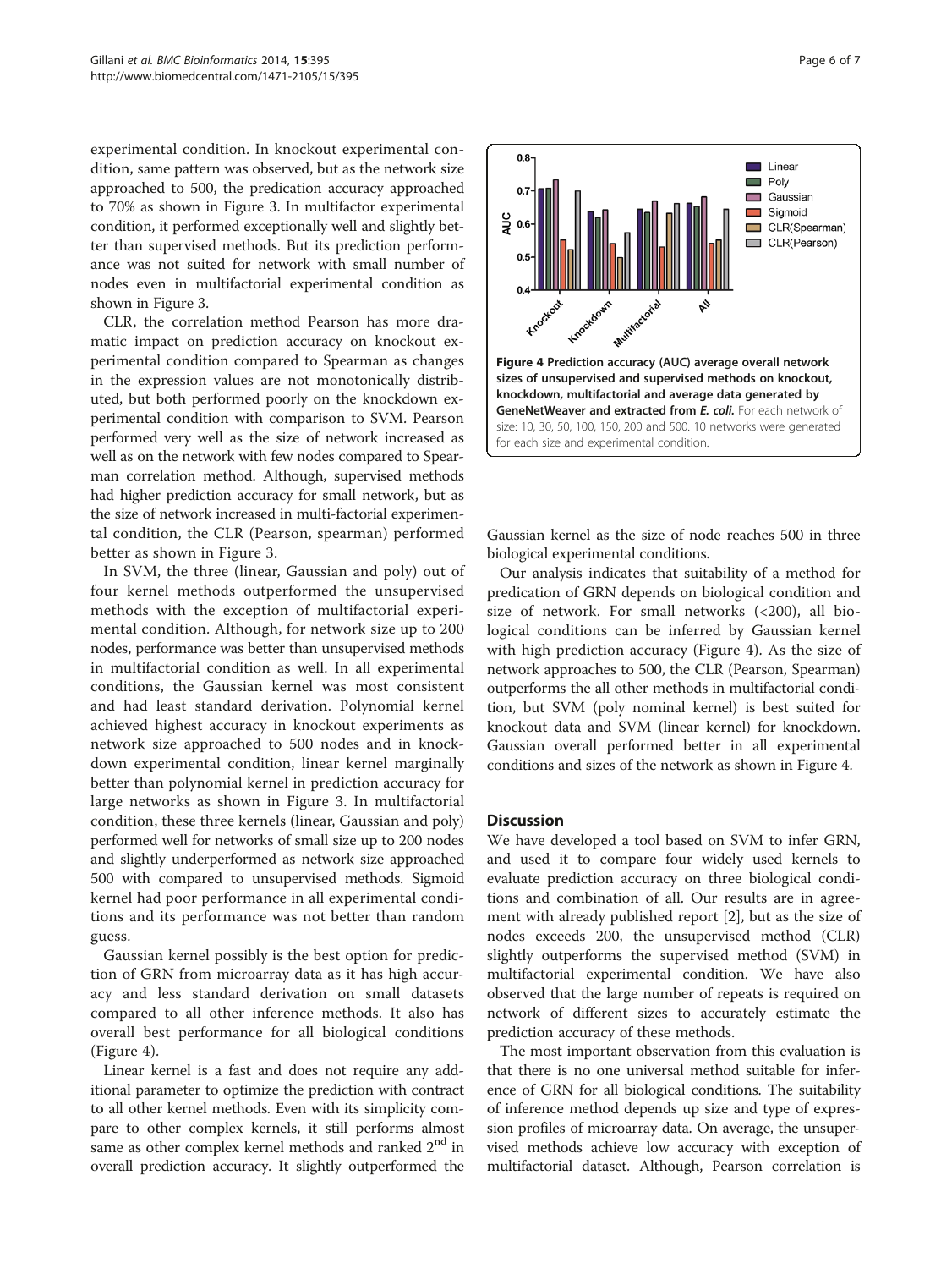experimental condition. In knockout experimental condition, same pattern was observed, but as the network size approached to 500, the predication accuracy approached to 70% as shown in Figure 3. In multifactor experimental condition, it performed exceptionally well and slightly better than supervised methods. But its prediction performance was not suited for network with small number of nodes even in multifactorial experimental condition as shown in Figure 3.

CLR, the correlation method Pearson has more dramatic impact on prediction accuracy on knockout experimental condition compared to Spearman as changes in the expression values are not monotonically distributed, but both performed poorly on the knockdown experimental condition with comparison to SVM. Pearson performed very well as the size of network increased as well as on the network with few nodes compared to Spearman correlation method. Although, supervised methods had higher prediction accuracy for small network, but as the size of network increased in multi-factorial experimental condition, the CLR (Pearson, spearman) performed better as shown in Figure 3.

In SVM, the three (linear, Gaussian and poly) out of four kernel methods outperformed the unsupervised methods with the exception of multifactorial experimental condition. Although, for network size up to 200 nodes, performance was better than unsupervised methods in multifactorial condition as well. In all experimental conditions, the Gaussian kernel was most consistent and had least standard derivation. Polynomial kernel achieved highest accuracy in knockout experiments as network size approached to 500 nodes and in knockdown experimental condition, linear kernel marginally better than polynomial kernel in prediction accuracy for large networks as shown in Figure 3. In multifactorial condition, these three kernels (linear, Gaussian and poly) performed well for networks of small size up to 200 nodes and slightly underperformed as network size approached 500 with compared to unsupervised methods. Sigmoid kernel had poor performance in all experimental conditions and its performance was not better than random guess.

Gaussian kernel possibly is the best option for prediction of GRN from microarray data as it has high accuracy and less standard derivation on small datasets compared to all other inference methods. It also has overall best performance for all biological conditions (Figure 4).

Linear kernel is a fast and does not require any additional parameter to optimize the prediction with contract to all other kernel methods. Even with its simplicity compare to other complex kernels, it still performs almost same as other complex kernel methods and ranked 2[nd] in overall prediction accuracy. It slightly outperformed the Gaussian kernel as the size of node reaches 500 in three biological experimental conditions.

**Figure 4 Prediction accuracy (AUC) average overall network sizes of unsupervised and supervised methods on knockout, knockdown, multifactorial and average data generated by GeneNetWeaver and extracted from *E. coli.*** For each network of size: 10, 30, 50, 100, 150, 200 and 500. 10 networks were generated for each size and experimental condition.

Our analysis indicates that suitability of a method for predication of GRN depends on biological condition and size of network. For small networks (<200), all biological conditions can be inferred by Gaussian kernel with high prediction accuracy (Figure 4). As the size of network approaches to 500, the CLR (Pearson, Spearman) outperforms the all other methods in multifactorial condition, but SVM (poly nominal kernel) is best suited for knockout data and SVM (linear kernel) for knockdown. Gaussian overall performed better in all experimental conditions and sizes of the network as shown in Figure 4.

## Discussion

We have developed a tool based on SVM to infer GRN, and used it to compare four widely used kernels to evaluate prediction accuracy on three biological conditions and combination of all. Our results are in agreement with already published report [2], but as the size of nodes exceeds 200, the unsupervised method (CLR) slightly outperforms the supervised method (SVM) in multifactorial experimental condition. We have also observed that the large number of repeats is required on network of different sizes to accurately estimate the prediction accuracy of these methods.

The most important observation from this evaluation is that there is no one universal method suitable for inference of GRN for all biological conditions. The suitability of inference method depends up size and type of expression profiles of microarray data. On average, the unsupervised methods achieve low accuracy with exception of multifactorial dataset. Although, Pearson correlation is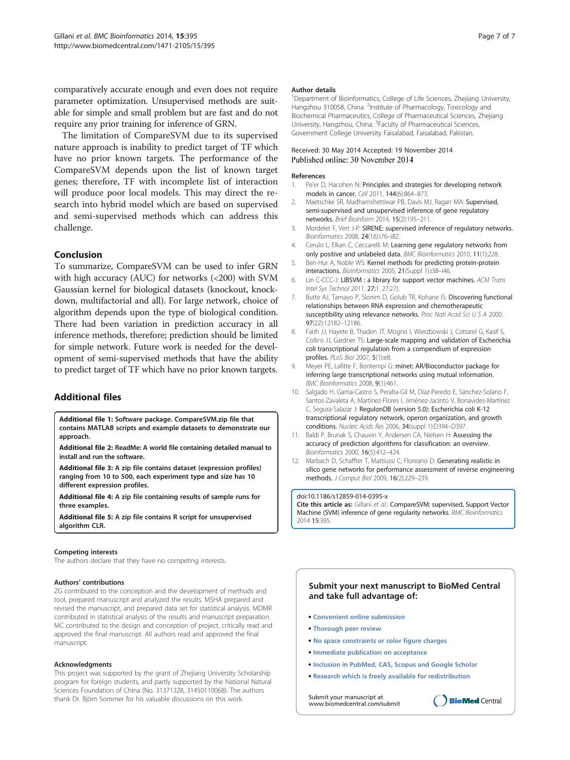comparatively accurate enough and even does not require parameter optimization. Unsupervised methods are suitable for simple and small problem but are fast and do not require any prior training for inference of GRN.

The limitation of CompareSVM due to its supervised nature approach is inability to predict target of TF which have no prior known targets. The performance of the CompareSVM depends upon the list of known target genes; therefore, TF with incomplete list of interaction will produce poor local models. This may direct the research into hybrid model which are based on supervised and semi-supervised methods which can address this challenge.

## Conclusion

To summarize, CompareSVM can be used to infer GRN with high accuracy (AUC) for networks (<200) with SVM Gaussian kernel for biological datasets (knockout, knockdown, multifactorial and all). For large network, choice of algorithm depends upon the type of biological condition. There had been variation in prediction accuracy in all inference methods, therefore; prediction should be limited for simple network. Future work is needed for the development of semi-supervised methods that have the ability to predict target of TF which have no prior known targets.

## Additional files

**Additional file 1: Software package. CompareSVM.zip file that contains MATLAB scripts and example datasets to demonstrate our approach.**

**Additional file 2: ReadMe: A world file containing detailed manual to install and run the software.**

**Additional file 3: A zip file contains dataset (expression profiles) ranging from 10 to 500, each experiment type and size has 10 different expression profiles.**

**Additional file 4: A zip file containing results of sample runs for three examples.**

**Additional file 5: A zip file contains R script for unsupervised algorithm CLR.**

#### Competing interests

The authors declare that they have no competing interests.

#### Authors' contributions

ZG contributed to the conception and the development of methods and tool, prepared manuscript and analyzed the results. MSHA prepared and revised the manuscript, and prepared data set for statistical analysis. MDMR contributed in statistical analysis of the results and manuscript preparation. MC contributed to the design and conception of project, critically read and approved the final manuscript. All authors read and approved the final manuscript.

#### Acknowledgments

This project was supported by the grant of Zhejiang University Scholarship program for foreign students, and partly supported by the National Natural Sciences Foundation of China (No. 31371328, 31450110068). The authors thank Dr. Björn Sommer for his valuable discussions on this work.

#### Author details

[1]Department of Bioinformatics, College of Life Sciences, Zhejiang University, Hangzhou 310058, China. [2]Institute of Pharmacology, Toxicology and Biochemical Pharmaceutics, College of Pharmaceutical Sciences, Zhejiang University, Hangzhou, China. [3]Faculty of Pharmaceutical Sciences, Government College University Faisalabad, Faisalabad, Pakistan.

Received: 30 May 2014 Accepted: 19 November 2014
Published online: 30 November 2014

#### References

1. Pe'er D, Hacohen N: **Principles and strategies for developing network models in cancer.** *Cell* 2011, 144(6):864–873.
2. Maetschke SR, Madhamshettiwar PB, Davis MJ, Ragan MA: **Supervised, semi-supervised and unsupervised inference of gene regulatory networks.** *Brief Bioinform* 2014, 15(2):195–211.
3. Mordelet F, Vert J-P: **SIRENE: supervised inference of regulatory networks.** *Bioinformatics* 2008, 24(16):i76–i82.
4. Cerulo L, Elkan C, Ceccarelli M: **Learning gene regulatory networks from only positive and unlabeled data.** *BMC Bioinformatics* 2010, 11(1):228.
5. Ben-Hur A, Noble WS: **Kernel methods for predicting protein-protein interactions.** *Bioinformatics* 2005, 21(Suppl 1):i38–i46.
6. Lin C-CCC-J: **LIBSVM : a library for support vector machines.** *ACM Trans Intel Sys Technol* 2011, 27:1. 27:27).
7. Butte AJ, Tamayo P, Slonim D, Golub TR, Kohane IS: **Discovering functional relationships between RNA expression and chemotherapeutic susceptibility using relevance networks.** *Proc Natl Acad Sci U S A* 2000, 97(22):12182–12186.
8. Faith JJ, Hayete B, Thaden JT, Mogno I, Wierzbowski J, Cottarel G, Kasif S, Collins JJ, Gardner TS: **Large-scale mapping and validation of Escherichia coli transcriptional regulation from a compendium of expression profiles.** *PLoS Biol* 2007, 5(1):e8.
9. Meyer PE, Lafitte F, Bontempi G: **minet: AR/Bioconductor package for inferring large transcriptional networks using mutual information.** *BMC Bioinformatics* 2008, 9(1):461.
10. Salgado H, Gama-Castro S, Peralta-Gil M, Díaz-Peredo E, Sánchez-Solano F, Santos-Zavaleta A, Martínez-Flores I, Jiménez-Jacinto V, Bonavides-Martínez C, Segura-Salazar J: **RegulonDB (version 5.0): Escherichia coli K-12 transcriptional regulatory network, operon organization, and growth conditions.** *Nucleic Acids Res* 2006, 34(suppl 1):D394–D397.
11. Baldi P, Brunak S, Chauvin Y, Andersen CA, Nielsen H: **Assessing the accuracy of prediction algorithms for classification: an overview.** *Bioinformatics* 2000, 16(5):412–424.
12. Marbach D, Schaffter T, Mattiussi C, Floreano D: **Generating realistic in silico gene networks for performance assessment of reverse engineering methods.** *J Comput Biol* 2009, 16(2):229–239.

doi:10.1186/s12859-014-0395-x
**Cite this article as:** Gillani *et al.*: CompareSVM: supervised, Support Vector Machine (SVM) inference of gene regularity networks. *BMC Bioinformatics* 2014 15:395.

**Submit your next manuscript to BioMed Central and take full advantage of:**

- **Convenient online submission**
- **Thorough peer review**
- **No space constraints or color figure charges**
- **Immediate publication on acceptance**
- **Inclusion in PubMed, CAS, Scopus and Google Scholar**
- **Research which is freely available for redistribution**

Submit your manuscript at www.biomedcentral.com/submit